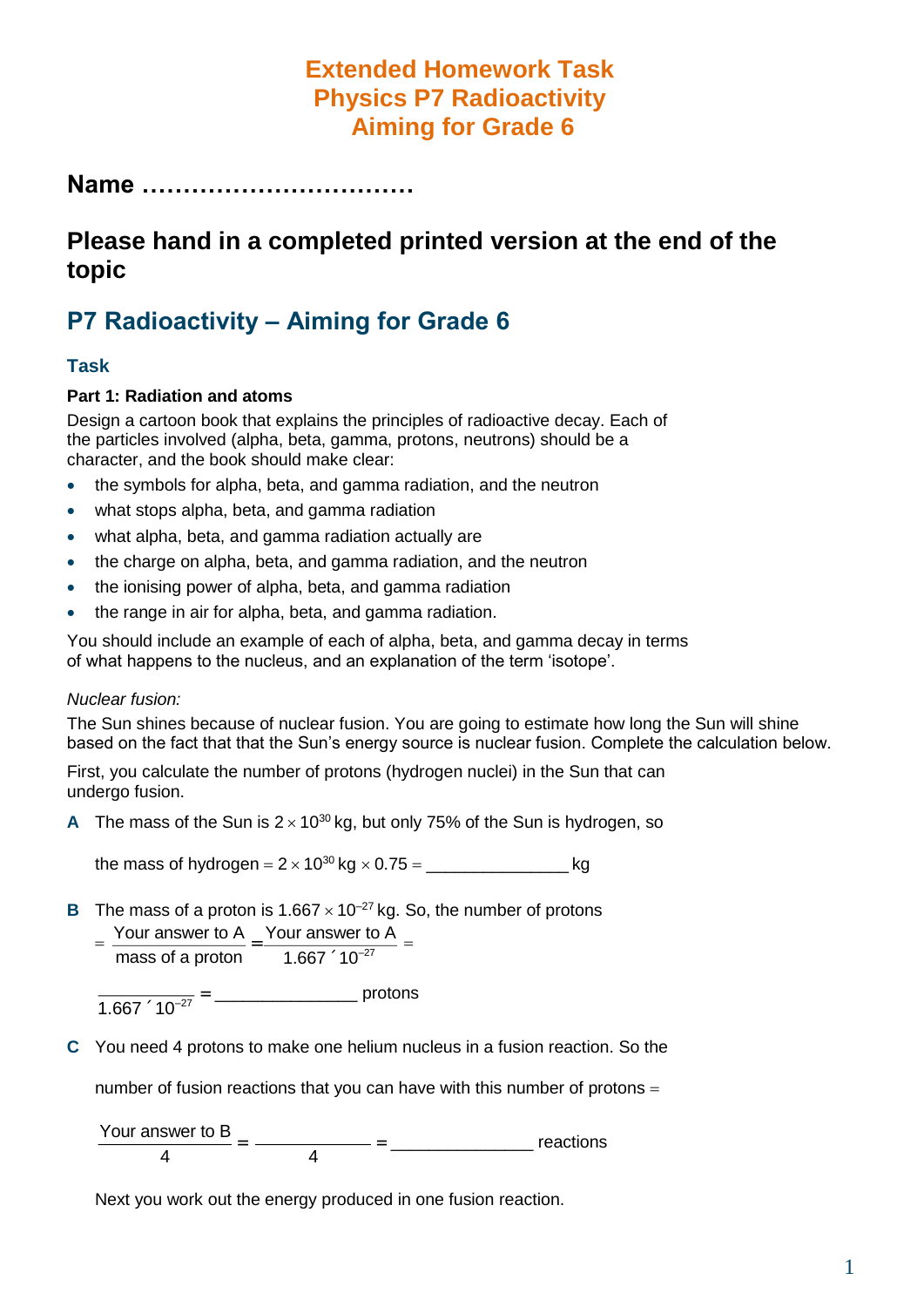# Extended Homework Task
# Physics P7 Radioactivity
# Aiming for Grade 6

## Name ……………………………

## Please hand in a completed printed version at the end of the topic

## P7 Radioactivity – Aiming for Grade 6

### Task

**Part 1: Radiation and atoms**

Design a cartoon book that explains the principles of radioactive decay. Each of the particles involved (alpha, beta, gamma, protons, neutrons) should be a character, and the book should make clear:

- the symbols for alpha, beta, and gamma radiation, and the neutron
- what stops alpha, beta, and gamma radiation
- what alpha, beta, and gamma radiation actually are
- the charge on alpha, beta, and gamma radiation, and the neutron
- the ionising power of alpha, beta, and gamma radiation
- the range in air for alpha, beta, and gamma radiation.

You should include an example of each of alpha, beta, and gamma decay in terms of what happens to the nucleus, and an explanation of the term 'isotope'.

*Nuclear fusion:*

The Sun shines because of nuclear fusion. You are going to estimate how long the Sun will shine based on the fact that that the Sun's energy source is nuclear fusion. Complete the calculation below.

First, you calculate the number of protons (hydrogen nuclei) in the Sun that can undergo fusion.

**A** The mass of the Sun is $2 \times 10^{30}$ kg, but only 75% of the Sun is hydrogen, so

the mass of hydrogen $= 2 \times 10^{30}$ kg $\times\ 0.75 =$ _______________ kg

**B** The mass of a proton is $1.667 \times 10^{-27}$ kg. So, the number of protons

$$= \frac{\text{Your answer to A}}{\text{mass of a proton}} = \frac{\text{Your answer to A}}{1.667 \times 10^{-27}} =$$

$$\frac{\_\_\_\_\_\_\_\_\_\_}{1.667 \times 10^{-27}} = \_\_\_\_\_\_\_\_\_\_\_\_\_\_\_ \text{ protons}$$

**C** You need 4 protons to make one helium nucleus in a fusion reaction. So the

number of fusion reactions that you can have with this number of protons =

$$\frac{\text{Your answer to B}}{4} = \frac{\_\_\_\_\_\_\_\_\_\_}{4} = \_\_\_\_\_\_\_\_\_\_\_\_\_\_\_ \text{ reactions}$$

Next you work out the energy produced in one fusion reaction.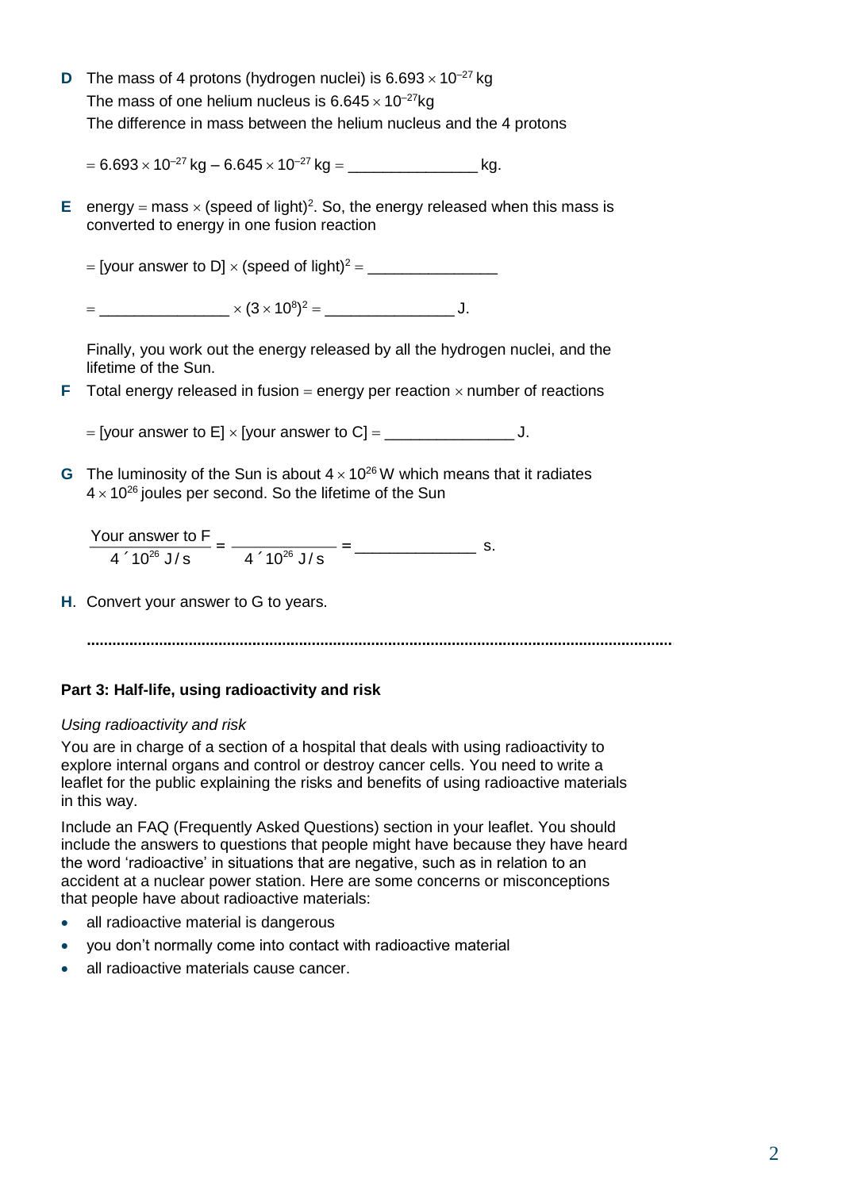**D** The mass of 4 protons (hydrogen nuclei) is $6.693 \times 10^{-27}$ kg

The mass of one helium nucleus is $6.645 \times 10^{-27}$kg

The difference in mass between the helium nucleus and the 4 protons

$= 6.693 \times 10^{-27}$ kg – $6.645 \times 10^{-27}$ kg = _______________ kg.

**E** energy = mass × (speed of light)$^2$. So, the energy released when this mass is converted to energy in one fusion reaction

= [your answer to D] × (speed of light)$^2$ = _______________

= _______________ × $(3 \times 10^8)^2$ = _______________ J.

Finally, you work out the energy released by all the hydrogen nuclei, and the lifetime of the Sun.

**F** Total energy released in fusion = energy per reaction × number of reactions

= [your answer to E] × [your answer to C] = _______________ J.

**G** The luminosity of the Sun is about $4 \times 10^{26}$ W which means that it radiates $4 \times 10^{26}$ joules per second. So the lifetime of the Sun

$$\frac{\text{Your answer to F}}{4 \times 10^{26}\ \text{J/s}} = \frac{\_\_\_\_\_\_\_\_\_\_\_\_}{4 \times 10^{26}\ \text{J/s}} = \_\_\_\_\_\_\_\_\_\_\_\_\_\_ \text{ s.}$$

**H**. Convert your answer to G to years.

..........................................................................................................................................

**Part 3: Half-life, using radioactivity and risk**

*Using radioactivity and risk*

You are in charge of a section of a hospital that deals with using radioactivity to explore internal organs and control or destroy cancer cells. You need to write a leaflet for the public explaining the risks and benefits of using radioactive materials in this way.

Include an FAQ (Frequently Asked Questions) section in your leaflet. You should include the answers to questions that people might have because they have heard the word 'radioactive' in situations that are negative, such as in relation to an accident at a nuclear power station. Here are some concerns or misconceptions that people have about radioactive materials:

- all radioactive material is dangerous
- you don't normally come into contact with radioactive material
- all radioactive materials cause cancer.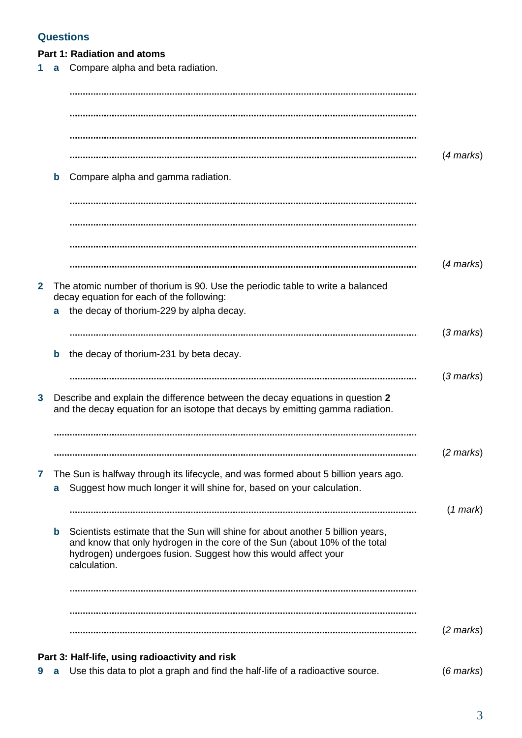## Questions

### Part 1: Radiation and atoms

**1** **a** Compare alpha and beta radiation.

..................................................................................................................................

..................................................................................................................................

..................................................................................................................................

.................................................................................................................................. (*4 marks*)

**b** Compare alpha and gamma radiation.

..................................................................................................................................

..................................................................................................................................

..................................................................................................................................

.................................................................................................................................. (*4 marks*)

**2** The atomic number of thorium is 90. Use the periodic table to write a balanced decay equation for each of the following:

**a** the decay of thorium-229 by alpha decay.

.................................................................................................................................. (*3 marks*)

**b** the decay of thorium-231 by beta decay.

.................................................................................................................................. (*3 marks*)

**3** Describe and explain the difference between the decay equations in question **2** and the decay equation for an isotope that decays by emitting gamma radiation.

..................................................................................................................................

.................................................................................................................................. (*2 marks*)

**7** The Sun is halfway through its lifecycle, and was formed about 5 billion years ago.

**a** Suggest how much longer it will shine for, based on your calculation.

.................................................................................................................................. (*1 mark*)

**b** Scientists estimate that the Sun will shine for about another 5 billion years, and know that only hydrogen in the core of the Sun (about 10% of the total hydrogen) undergoes fusion. Suggest how this would affect your calculation.

..................................................................................................................................

..................................................................................................................................

.................................................................................................................................. (*2 marks*)

### Part 3: Half-life, using radioactivity and risk

**9** **a** Use this data to plot a graph and find the half-life of a radioactive source. (*6 marks*)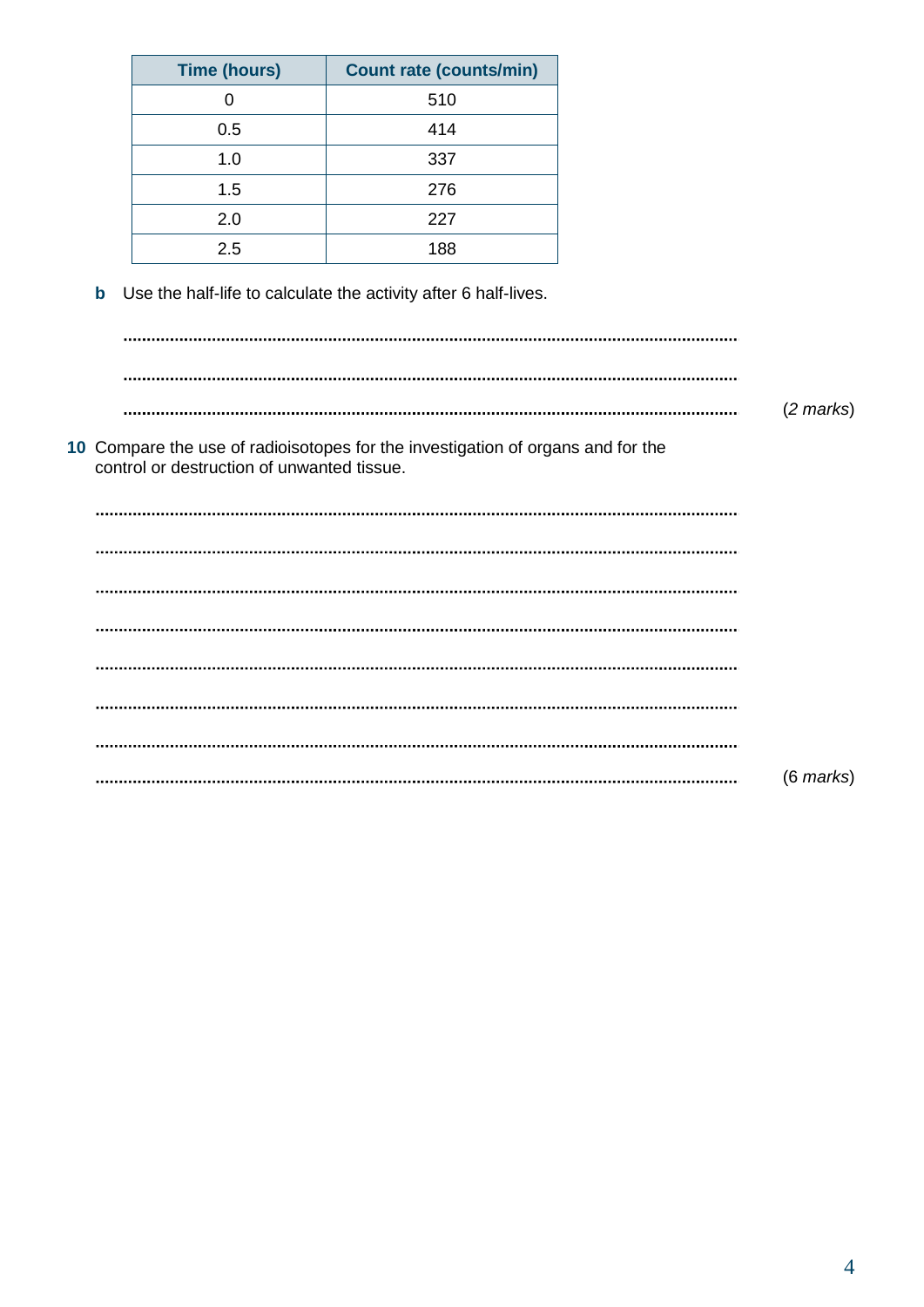| Time (hours) | Count rate (counts/min) |
|---|---|
| 0 | 510 |
| 0.5 | 414 |
| 1.0 | 337 |
| 1.5 | 276 |
| 2.0 | 227 |
| 2.5 | 188 |

**b** Use the half-life to calculate the activity after 6 half-lives.

..............................................................................................................................

..............................................................................................................................

.............................................................................................................................. (*2 marks*)

**10** Compare the use of radioisotopes for the investigation of organs and for the control or destruction of unwanted tissue.

..............................................................................................................................

..............................................................................................................................

..............................................................................................................................

..............................................................................................................................

..............................................................................................................................

..............................................................................................................................

..............................................................................................................................

.............................................................................................................................. (6 *marks*)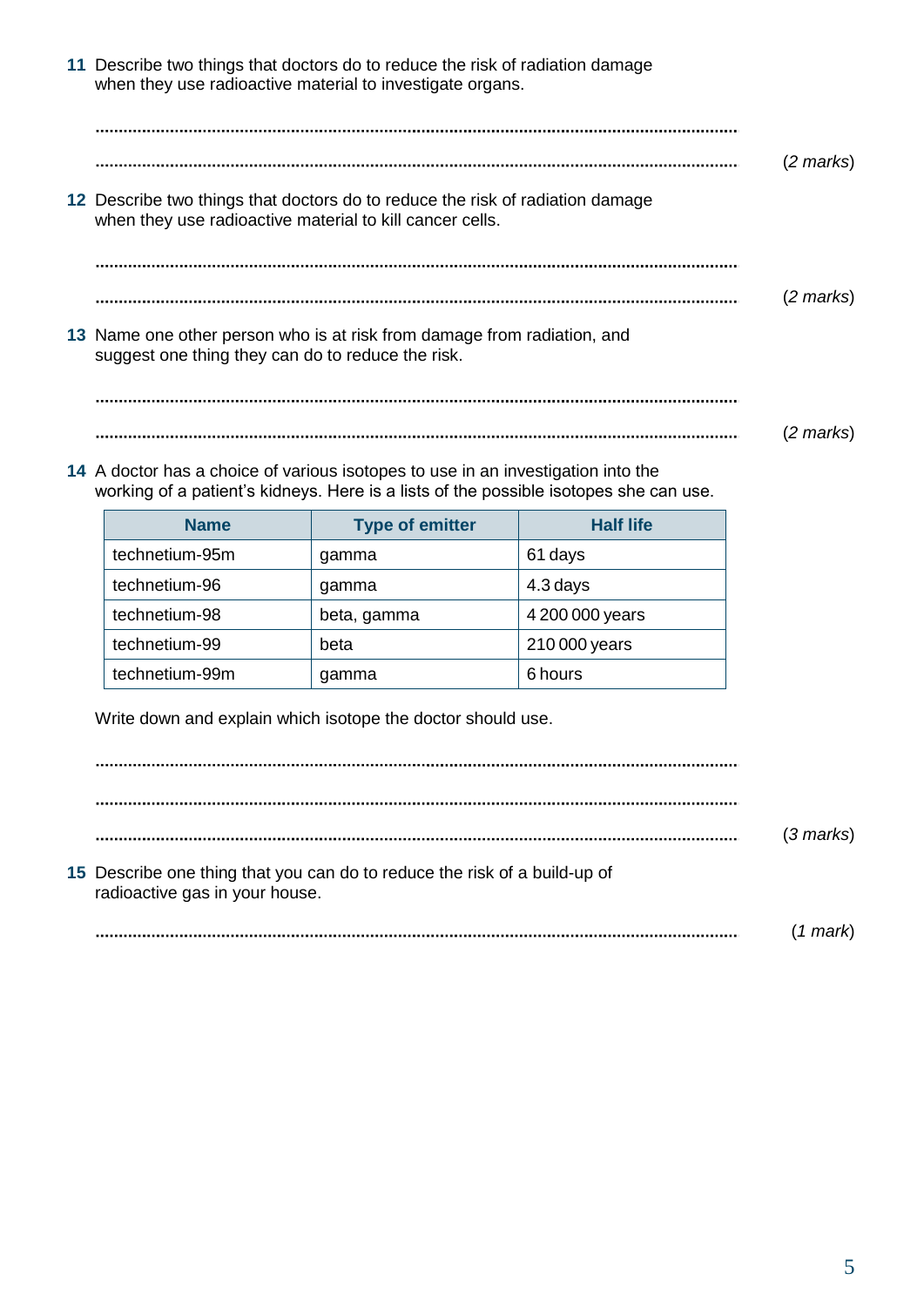**11** Describe two things that doctors do to reduce the risk of radiation damage when they use radioactive material to investigate organs.

...........................................................................................................................................

........................................................................................................................................... (*2 marks*)

**12** Describe two things that doctors do to reduce the risk of radiation damage when they use radioactive material to kill cancer cells.

...........................................................................................................................................

........................................................................................................................................... (*2 marks*)

**13** Name one other person who is at risk from damage from radiation, and suggest one thing they can do to reduce the risk.

...........................................................................................................................................

........................................................................................................................................... (*2 marks*)

**14** A doctor has a choice of various isotopes to use in an investigation into the working of a patient's kidneys. Here is a lists of the possible isotopes she can use.

| Name | Type of emitter | Half life |
|---|---|---|
| technetium-95m | gamma | 61 days |
| technetium-96 | gamma | 4.3 days |
| technetium-98 | beta, gamma | 4 200 000 years |
| technetium-99 | beta | 210 000 years |
| technetium-99m | gamma | 6 hours |

Write down and explain which isotope the doctor should use.

...........................................................................................................................................

...........................................................................................................................................

........................................................................................................................................... (*3 marks*)

**15** Describe one thing that you can do to reduce the risk of a build-up of radioactive gas in your house.

........................................................................................................................................... (*1 mark*)